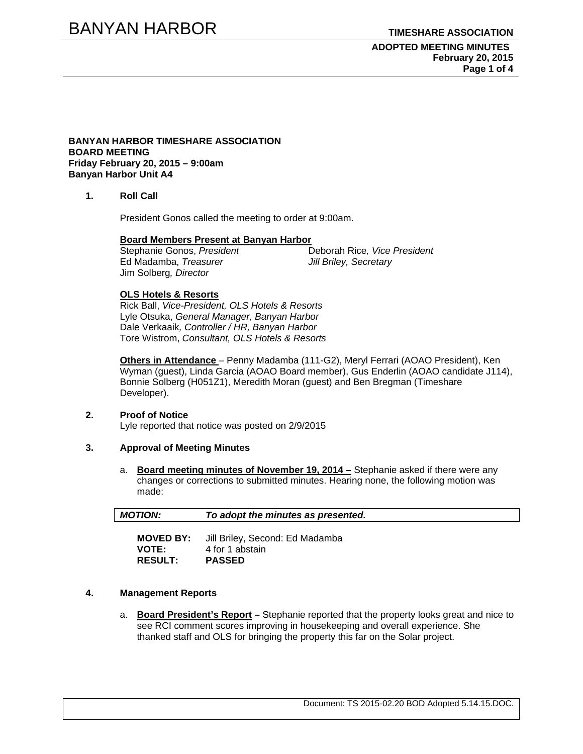**BANYAN HARBOR TIMESHARE ASSOCIATION**
**BOARD MEETING**
**Friday February 20, 2015 – 9:00am**
**Banyan Harbor Unit A4**

1. **Roll Call**

   President Gonos called the meeting to order at 9:00am.

   **Board Members Present at Banyan Harbor**

   Stephanie Gonos, *President*
   Deborah Rice*, Vice President*
   Ed Madamba, *Treasurer*
   *Jill Briley, Secretary*
   Jim Solberg*, Director*

   **OLS Hotels & Resorts**

   Rick Ball, *Vice-President, OLS Hotels & Resorts*
   Lyle Otsuka, *General Manager, Banyan Harbor*
   Dale Verkaaik*, Controller / HR, Banyan Harbor*
   Tore Wistrom, *Consultant, OLS Hotels & Resorts*

   **Others in Attendance** – Penny Madamba (111-G2), Meryl Ferrari (AOAO President), Ken Wyman (guest), Linda Garcia (AOAO Board member), Gus Enderlin (AOAO candidate J114), Bonnie Solberg (H051Z1), Meredith Moran (guest) and Ben Bregman (Timeshare Developer).

2. **Proof of Notice**
   Lyle reported that notice was posted on 2/9/2015

3. **Approval of Meeting Minutes**

   a. **Board meeting minutes of November 19, 2014 –** Stephanie asked if there were any changes or corrections to submitted minutes. Hearing none, the following motion was made:

   | ***MOTION:*** | ***To adopt the minutes as presented.*** |
   |---|---|

   **MOVED BY:** Jill Briley, Second: Ed Madamba
   **VOTE:** 4 for 1 abstain
   **RESULT:** **PASSED**

4. **Management Reports**

   a. **Board President's Report –** Stephanie reported that the property looks great and nice to see RCI comment scores improving in housekeeping and overall experience. She thanked staff and OLS for bringing the property this far on the Solar project.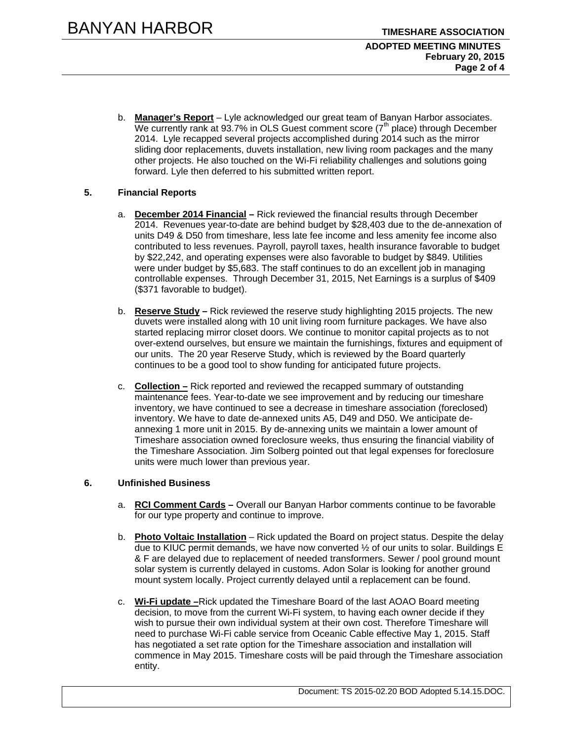b. **Manager's Report** – Lyle acknowledged our great team of Banyan Harbor associates. We currently rank at 93.7% in OLS Guest comment score (7th place) through December 2014. Lyle recapped several projects accomplished during 2014 such as the mirror sliding door replacements, duvets installation, new living room packages and the many other projects. He also touched on the Wi-Fi reliability challenges and solutions going forward. Lyle then deferred to his submitted written report.

## 5. Financial Reports

a. **December 2014 Financial –** Rick reviewed the financial results through December 2014. Revenues year-to-date are behind budget by $28,403 due to the de-annexation of units D49 & D50 from timeshare, less late fee income and less amenity fee income also contributed to less revenues. Payroll, payroll taxes, health insurance favorable to budget by $22,242, and operating expenses were also favorable to budget by $849. Utilities were under budget by $5,683. The staff continues to do an excellent job in managing controllable expenses. Through December 31, 2015, Net Earnings is a surplus of $409 ($371 favorable to budget).

b. **Reserve Study –** Rick reviewed the reserve study highlighting 2015 projects. The new duvets were installed along with 10 unit living room furniture packages. We have also started replacing mirror closet doors. We continue to monitor capital projects as to not over-extend ourselves, but ensure we maintain the furnishings, fixtures and equipment of our units. The 20 year Reserve Study, which is reviewed by the Board quarterly continues to be a good tool to show funding for anticipated future projects.

c. **Collection –** Rick reported and reviewed the recapped summary of outstanding maintenance fees. Year-to-date we see improvement and by reducing our timeshare inventory, we have continued to see a decrease in timeshare association (foreclosed) inventory. We have to date de-annexed units A5, D49 and D50. We anticipate de-annexing 1 more unit in 2015. By de-annexing units we maintain a lower amount of Timeshare association owned foreclosure weeks, thus ensuring the financial viability of the Timeshare Association. Jim Solberg pointed out that legal expenses for foreclosure units were much lower than previous year.

## 6. Unfinished Business

a. **RCI Comment Cards –** Overall our Banyan Harbor comments continue to be favorable for our type property and continue to improve.

b. **Photo Voltaic Installation** – Rick updated the Board on project status. Despite the delay due to KIUC permit demands, we have now converted ½ of our units to solar. Buildings E & F are delayed due to replacement of needed transformers. Sewer / pool ground mount solar system is currently delayed in customs. Adon Solar is looking for another ground mount system locally. Project currently delayed until a replacement can be found.

c. **Wi-Fi update –** Rick updated the Timeshare Board of the last AOAO Board meeting decision, to move from the current Wi-Fi system, to having each owner decide if they wish to pursue their own individual system at their own cost. Therefore Timeshare will need to purchase Wi-Fi cable service from Oceanic Cable effective May 1, 2015. Staff has negotiated a set rate option for the Timeshare association and installation will commence in May 2015. Timeshare costs will be paid through the Timeshare association entity.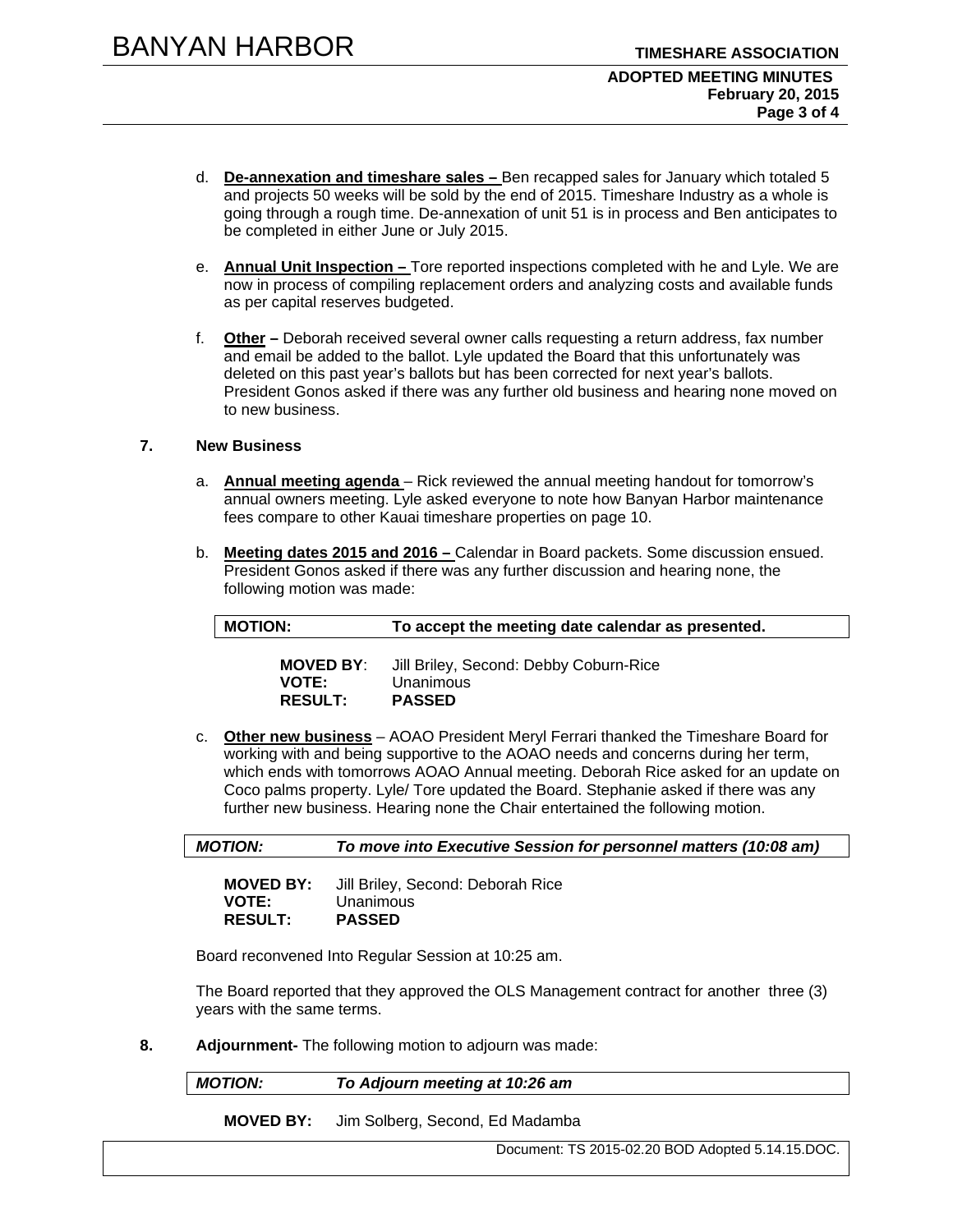d. **De-annexation and timeshare sales –** Ben recapped sales for January which totaled 5 and projects 50 weeks will be sold by the end of 2015. Timeshare Industry as a whole is going through a rough time. De-annexation of unit 51 is in process and Ben anticipates to be completed in either June or July 2015.

e. **Annual Unit Inspection –** Tore reported inspections completed with he and Lyle. We are now in process of compiling replacement orders and analyzing costs and available funds as per capital reserves budgeted.

f. **Other –** Deborah received several owner calls requesting a return address, fax number and email be added to the ballot. Lyle updated the Board that this unfortunately was deleted on this past year's ballots but has been corrected for next year's ballots. President Gonos asked if there was any further old business and hearing none moved on to new business.

**7. New Business**

a. **Annual meeting agenda** – Rick reviewed the annual meeting handout for tomorrow's annual owners meeting. Lyle asked everyone to note how Banyan Harbor maintenance fees compare to other Kauai timeshare properties on page 10.

b. **Meeting dates 2015 and 2016 –** Calendar in Board packets. Some discussion ensued. President Gonos asked if there was any further discussion and hearing none, the following motion was made:

**MOTION: To accept the meeting date calendar as presented.**

**MOVED BY**: Jill Briley, Second: Debby Coburn-Rice
**VOTE:** Unanimous
**RESULT: PASSED**

c. **Other new business** – AOAO President Meryl Ferrari thanked the Timeshare Board for working with and being supportive to the AOAO needs and concerns during her term, which ends with tomorrows AOAO Annual meeting. Deborah Rice asked for an update on Coco palms property. Lyle/ Tore updated the Board. Stephanie asked if there was any further new business. Hearing none the Chair entertained the following motion.

***MOTION: To move into Executive Session for personnel matters (10:08 am)***

**MOVED BY:** Jill Briley, Second: Deborah Rice
**VOTE:** Unanimous
**RESULT: PASSED**

Board reconvened Into Regular Session at 10:25 am.

The Board reported that they approved the OLS Management contract for another three (3) years with the same terms.

**8. Adjournment-** The following motion to adjourn was made:

***MOTION: To Adjourn meeting at 10:26 am***

**MOVED BY:** Jim Solberg, Second, Ed Madamba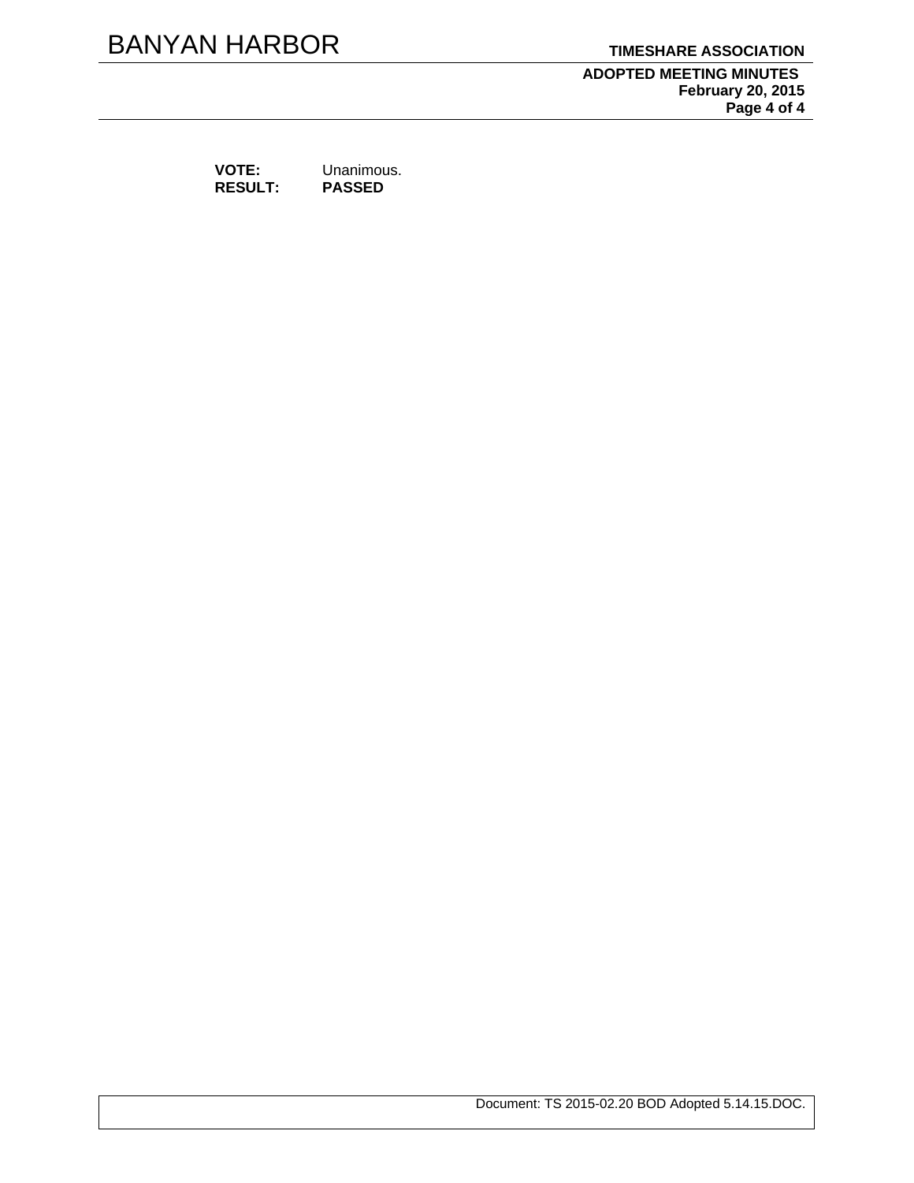**VOTE:** Unanimous.
**RESULT:** **PASSED**